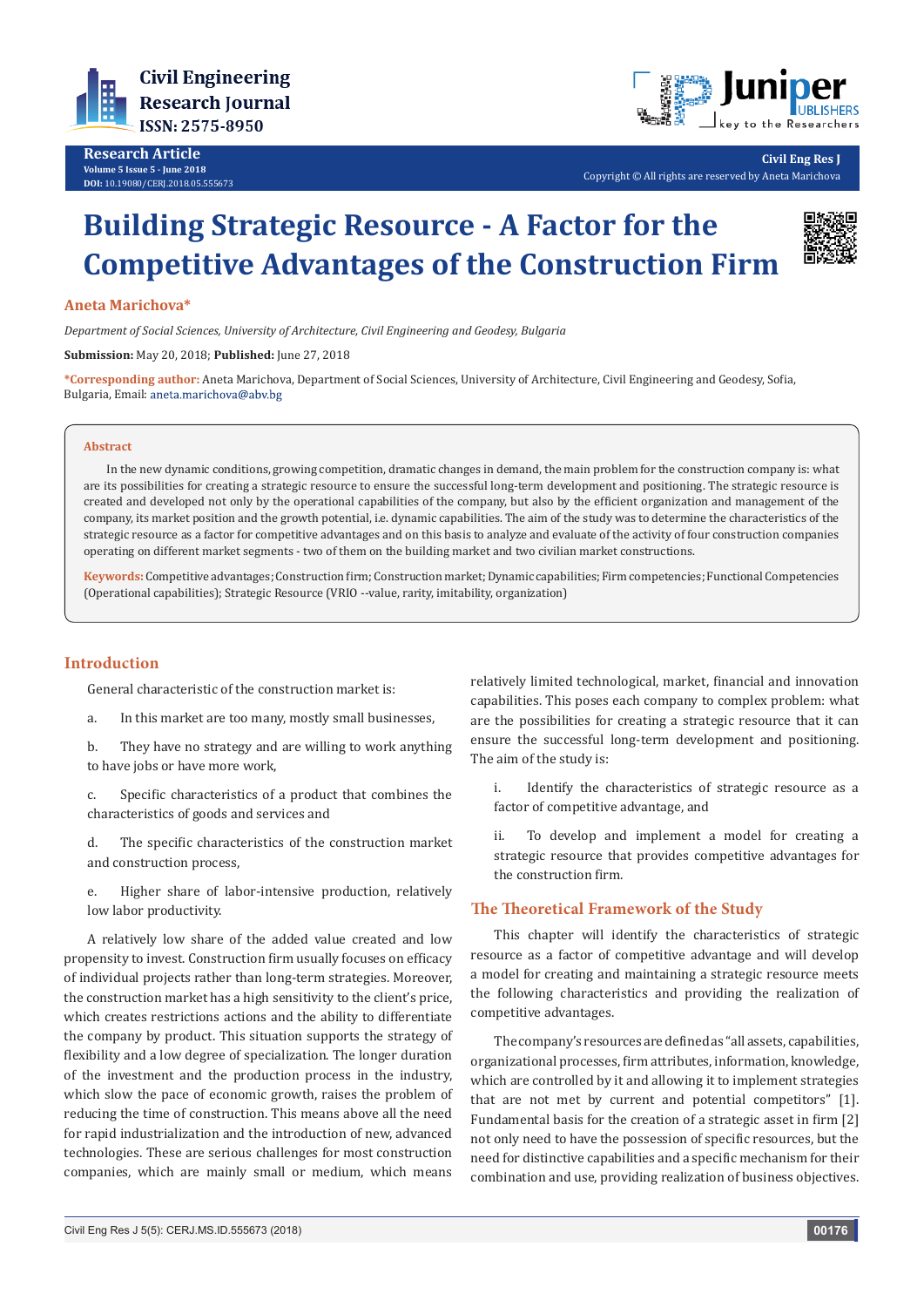# Building Strategic Resource - A Factor for the Competitive Advantages of the Construction Firm

**Aneta Marichova***

*Department of Social Sciences, University of Architecture, Civil Engineering and Geodesy, Bulgaria*

**Submission:** May 20, 2018; **Published:** June 27, 2018

***Corresponding author:** Aneta Marichova, Department of Social Sciences, University of Architecture, Civil Engineering and Geodesy, Sofia, Bulgaria, Email: aneta.marichova@abv.bg

## Abstract

In the new dynamic conditions, growing competition, dramatic changes in demand, the main problem for the construction company is: what are its possibilities for creating a strategic resource to ensure the successful long-term development and positioning. The strategic resource is created and developed not only by the operational capabilities of the company, but also by the efficient organization and management of the company, its market position and the growth potential, i.e. dynamic capabilities. The aim of the study was to determine the characteristics of the strategic resource as a factor for competitive advantages and on this basis to analyze and evaluate of the activity of four construction companies operating on different market segments - two of them on the building market and two civilian market constructions.

**Keywords:** Competitive advantages; Construction firm; Construction market; Dynamic capabilities; Firm competencies; Functional Competencies (Operational capabilities); Strategic Resource (VRIO --value, rarity, imitability, organization)

## Introduction

General characteristic of the construction market is:

a. In this market are too many, mostly small businesses,

b. They have no strategy and are willing to work anything to have jobs or have more work,

c. Specific characteristics of a product that combines the characteristics of goods and services and

d. The specific characteristics of the construction market and construction process,

e. Higher share of labor-intensive production, relatively low labor productivity.

A relatively low share of the added value created and low propensity to invest. Construction firm usually focuses on efficacy of individual projects rather than long-term strategies. Moreover, the construction market has a high sensitivity to the client's price, which creates restrictions actions and the ability to differentiate the company by product. This situation supports the strategy of flexibility and a low degree of specialization. The longer duration of the investment and the production process in the industry, which slow the pace of economic growth, raises the problem of reducing the time of construction. This means above all the need for rapid industrialization and the introduction of new, advanced technologies. These are serious challenges for most construction companies, which are mainly small or medium, which means relatively limited technological, market, financial and innovation capabilities. This poses each company to complex problem: what are the possibilities for creating a strategic resource that it can ensure the successful long-term development and positioning. The aim of the study is:

i. Identify the characteristics of strategic resource as a factor of competitive advantage, and

ii. To develop and implement a model for creating a strategic resource that provides competitive advantages for the construction firm.

## The Theoretical Framework of the Study

This chapter will identify the characteristics of strategic resource as a factor of competitive advantage and will develop a model for creating and maintaining a strategic resource meets the following characteristics and providing the realization of competitive advantages.

The company's resources are defined as "all assets, capabilities, organizational processes, firm attributes, information, knowledge, which are controlled by it and allowing it to implement strategies that are not met by current and potential competitors" [1]. Fundamental basis for the creation of a strategic asset in firm [2] not only need to have the possession of specific resources, but the need for distinctive capabilities and a specific mechanism for their combination and use, providing realization of business objectives.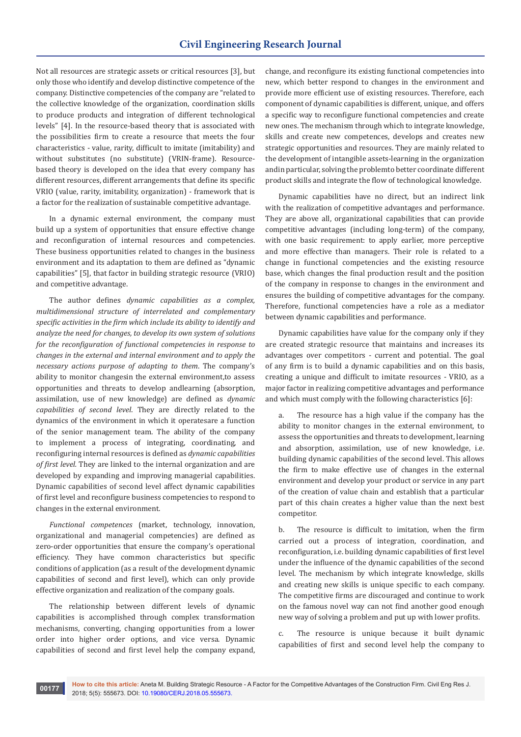Not all resources are strategic assets or critical resources [3], but only those who identify and develop distinctive competence of the company. Distinctive competencies of the company are "related to the collective knowledge of the organization, coordination skills to produce products and integration of different technological levels" [4]. In the resource-based theory that is associated with the possibilities firm to create a resource that meets the four characteristics - value, rarity, difficult to imitate (imitability) and without substitutes (no substitute) (VRIN-frame). Resource-based theory is developed on the idea that every company has different resources, different arrangements that define its specific VRIO (value, rarity, imitability, organization) - framework that is a factor for the realization of sustainable competitive advantage.

In a dynamic external environment, the company must build up a system of opportunities that ensure effective change and reconfiguration of internal resources and competencies. These business opportunities related to changes in the business environment and its adaptation to them are defined as "dynamic capabilities" [5], that factor in building strategic resource (VRIO) and competitive advantage.

The author defines *dynamic capabilities as a complex, multidimensional structure of interrelated and complementary specific activities in the firm which include its ability to identify and analyze the need for changes, to develop its own system of solutions for the reconfiguration of functional competencies in response to changes in the external and internal environment and to apply the necessary actions purpose of adapting to them*. The company's ability to monitor changesin the external environment,to assess opportunities and threats to develop andlearning (absorption, assimilation, use of new knowledge) are defined as *dynamic capabilities of second level*. They are directly related to the dynamics of the environment in which it operatesare a function of the senior management team. The ability of the company to implement a process of integrating, coordinating, and reconfiguring internal resources is defined as *dynamic capabilities of first level*. They are linked to the internal organization and are developed by expanding and improving managerial capabilities. Dynamic capabilities of second level affect dynamic capabilities of first level and reconfigure business competencies to respond to changes in the external environment.

*Functional competences* (market, technology, innovation, organizational and managerial competencies) are defined as zero-order opportunities that ensure the company's operational efficiency. They have common characteristics but specific conditions of application (as a result of the development dynamic capabilities of second and first level), which can only provide effective organization and realization of the company goals.

The relationship between different levels of dynamic capabilities is accomplished through complex transformation mechanisms, converting, changing opportunities from a lower order into higher order options, and vice versa. Dynamic capabilities of second and first level help the company expand, change, and reconfigure its existing functional competencies into new, which better respond to changes in the environment and provide more efficient use of existing resources. Therefore, each component of dynamic capabilities is different, unique, and offers a specific way to reconfigure functional competencies and create new ones. The mechanism through which to integrate knowledge, skills and create new competences, develops and creates new strategic opportunities and resources. They are mainly related to the development of intangible assets-learning in the organization andin particular, solving the problemto better coordinate different product skills and integrate the flow of technological knowledge.

Dynamic capabilities have no direct, but an indirect link with the realization of competitive advantages and performance. They are above all, organizational capabilities that can provide competitive advantages (including long-term) of the company, with one basic requirement: to apply earlier, more perceptive and more effective than managers. Their role is related to a change in functional competencies and the existing resource base, which changes the final production result and the position of the company in response to changes in the environment and ensures the building of competitive advantages for the company. Therefore, functional competencies have a role as a mediator between dynamic capabilities and performance.

Dynamic capabilities have value for the company only if they are created strategic resource that maintains and increases its advantages over competitors - current and potential. The goal of any firm is to build a dynamic capabilities and on this basis, creating a unique and difficult to imitate resources - VRIO, as a major factor in realizing competitive advantages and performance and which must comply with the following characteristics [6]:

a. The resource has a high value if the company has the ability to monitor changes in the external environment, to assess the opportunities and threats to development, learning and absorption, assimilation, use of new knowledge, i.e. building dynamic capabilities of the second level. This allows the firm to make effective use of changes in the external environment and develop your product or service in any part of the creation of value chain and establish that a particular part of this chain creates a higher value than the next best competitor.

b. The resource is difficult to imitation, when the firm carried out a process of integration, coordination, and reconfiguration, i.e. building dynamic capabilities of first level under the influence of the dynamic capabilities of the second level. The mechanism by which integrate knowledge, skills and creating new skills is unique specific to each company. The competitive firms are discouraged and continue to work on the famous novel way can not find another good enough new way of solving a problem and put up with lower profits.

c. The resource is unique because it built dynamic capabilities of first and second level help the company to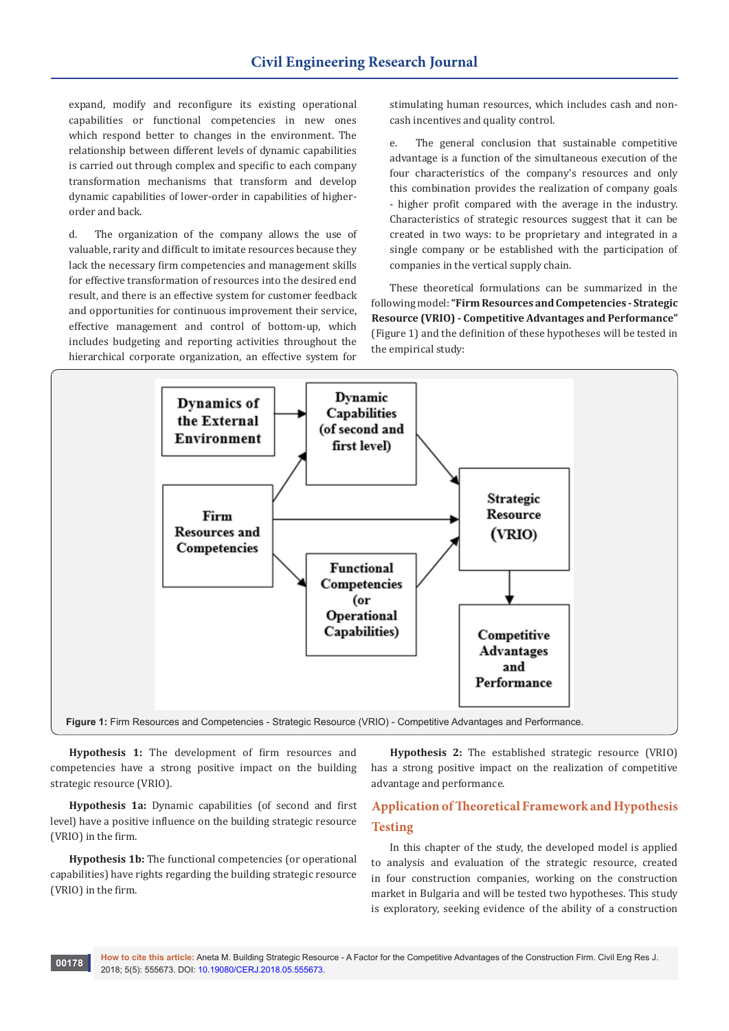expand, modify and reconfigure its existing operational capabilities or functional competencies in new ones which respond better to changes in the environment. The relationship between different levels of dynamic capabilities is carried out through complex and specific to each company transformation mechanisms that transform and develop dynamic capabilities of lower-order in capabilities of higher-order and back.

d. The organization of the company allows the use of valuable, rarity and difficult to imitate resources because they lack the necessary firm competencies and management skills for effective transformation of resources into the desired end result, and there is an effective system for customer feedback and opportunities for continuous improvement their service, effective management and control of bottom-up, which includes budgeting and reporting activities throughout the hierarchical corporate organization, an effective system for stimulating human resources, which includes cash and non-cash incentives and quality control.

e. The general conclusion that sustainable competitive advantage is a function of the simultaneous execution of the four characteristics of the company's resources and only this combination provides the realization of company goals - higher profit compared with the average in the industry. Characteristics of strategic resources suggest that it can be created in two ways: to be proprietary and integrated in a single company or be established with the participation of companies in the vertical supply chain.

These theoretical formulations can be summarized in the following model: **"Firm Resources and Competencies - Strategic Resource (VRIO) - Competitive Advantages and Performance"** (Figure 1) and the definition of these hypotheses will be tested in the empirical study:

Dynamics of the External Environment
Dynamic Capabilities (of second and first level)
Firm Resources and Competencies
Strategic Resource (VRIO)
Functional Competencies (or Operational Capabilities)
Competitive Advantages and Performance

**Figure 1:** Firm Resources and Competencies - Strategic Resource (VRIO) - Competitive Advantages and Performance.

**Hypothesis 1:** The development of firm resources and competencies have a strong positive impact on the building strategic resource (VRIO).

**Hypothesis 1a:** Dynamic capabilities (of second and first level) have a positive influence on the building strategic resource (VRIO) in the firm.

**Hypothesis 1b:** The functional competencies (or operational capabilities) have rights regarding the building strategic resource (VRIO) in the firm.

**Hypothesis 2:** The established strategic resource (VRIO) has a strong positive impact on the realization of competitive advantage and performance.

## Application of Theoretical Framework and Hypothesis Testing

In this chapter of the study, the developed model is applied to analysis and evaluation of the strategic resource, created in four construction companies, working on the construction market in Bulgaria and will be tested two hypotheses. This study is exploratory, seeking evidence of the ability of a construction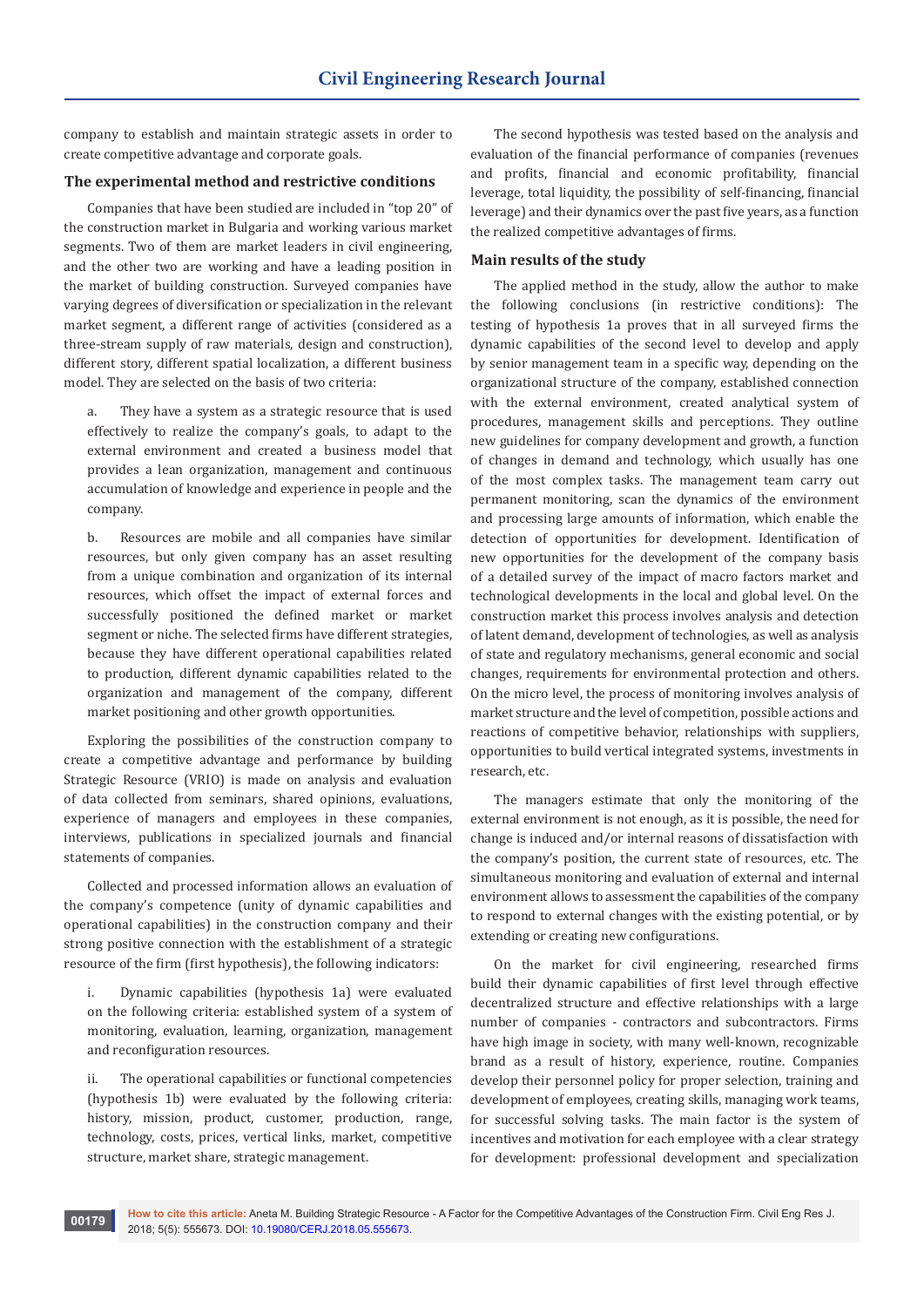company to establish and maintain strategic assets in order to create competitive advantage and corporate goals.

## The experimental method and restrictive conditions

Companies that have been studied are included in "top 20" of the construction market in Bulgaria and working various market segments. Two of them are market leaders in civil engineering, and the other two are working and have a leading position in the market of building construction. Surveyed companies have varying degrees of diversification or specialization in the relevant market segment, a different range of activities (considered as a three-stream supply of raw materials, design and construction), different story, different spatial localization, a different business model. They are selected on the basis of two criteria:

a. They have a system as a strategic resource that is used effectively to realize the company's goals, to adapt to the external environment and created a business model that provides a lean organization, management and continuous accumulation of knowledge and experience in people and the company.

b. Resources are mobile and all companies have similar resources, but only given company has an asset resulting from a unique combination and organization of its internal resources, which offset the impact of external forces and successfully positioned the defined market or market segment or niche. The selected firms have different strategies, because they have different operational capabilities related to production, different dynamic capabilities related to the organization and management of the company, different market positioning and other growth opportunities.

Exploring the possibilities of the construction company to create a competitive advantage and performance by building Strategic Resource (VRIO) is made on analysis and evaluation of data collected from seminars, shared opinions, evaluations, experience of managers and employees in these companies, interviews, publications in specialized journals and financial statements of companies.

Collected and processed information allows an evaluation of the company's competence (unity of dynamic capabilities and operational capabilities) in the construction company and their strong positive connection with the establishment of a strategic resource of the firm (first hypothesis), the following indicators:

i. Dynamic capabilities (hypothesis 1a) were evaluated on the following criteria: established system of a system of monitoring, evaluation, learning, organization, management and reconfiguration resources.

ii. The operational capabilities or functional competencies (hypothesis 1b) were evaluated by the following criteria: history, mission, product, customer, production, range, technology, costs, prices, vertical links, market, competitive structure, market share, strategic management.

The second hypothesis was tested based on the analysis and evaluation of the financial performance of companies (revenues and profits, financial and economic profitability, financial leverage, total liquidity, the possibility of self-financing, financial leverage) and their dynamics over the past five years, as a function the realized competitive advantages of firms.

## Main results of the study

The applied method in the study, allow the author to make the following conclusions (in restrictive conditions): The testing of hypothesis 1a proves that in all surveyed firms the dynamic capabilities of the second level to develop and apply by senior management team in a specific way, depending on the organizational structure of the company, established connection with the external environment, created analytical system of procedures, management skills and perceptions. They outline new guidelines for company development and growth, a function of changes in demand and technology, which usually has one of the most complex tasks. The management team carry out permanent monitoring, scan the dynamics of the environment and processing large amounts of information, which enable the detection of opportunities for development. Identification of new opportunities for the development of the company basis of a detailed survey of the impact of macro factors market and technological developments in the local and global level. On the construction market this process involves analysis and detection of latent demand, development of technologies, as well as analysis of state and regulatory mechanisms, general economic and social changes, requirements for environmental protection and others. On the micro level, the process of monitoring involves analysis of market structure and the level of competition, possible actions and reactions of competitive behavior, relationships with suppliers, opportunities to build vertical integrated systems, investments in research, etc.

The managers estimate that only the monitoring of the external environment is not enough, as it is possible, the need for change is induced and/or internal reasons of dissatisfaction with the company's position, the current state of resources, etc. The simultaneous monitoring and evaluation of external and internal environment allows to assessment the capabilities of the company to respond to external changes with the existing potential, or by extending or creating new configurations.

On the market for civil engineering, researched firms build their dynamic capabilities of first level through effective decentralized structure and effective relationships with a large number of companies - contractors and subcontractors. Firms have high image in society, with many well-known, recognizable brand as a result of history, experience, routine. Companies develop their personnel policy for proper selection, training and development of employees, creating skills, managing work teams, for successful solving tasks. The main factor is the system of incentives and motivation for each employee with a clear strategy for development: professional development and specialization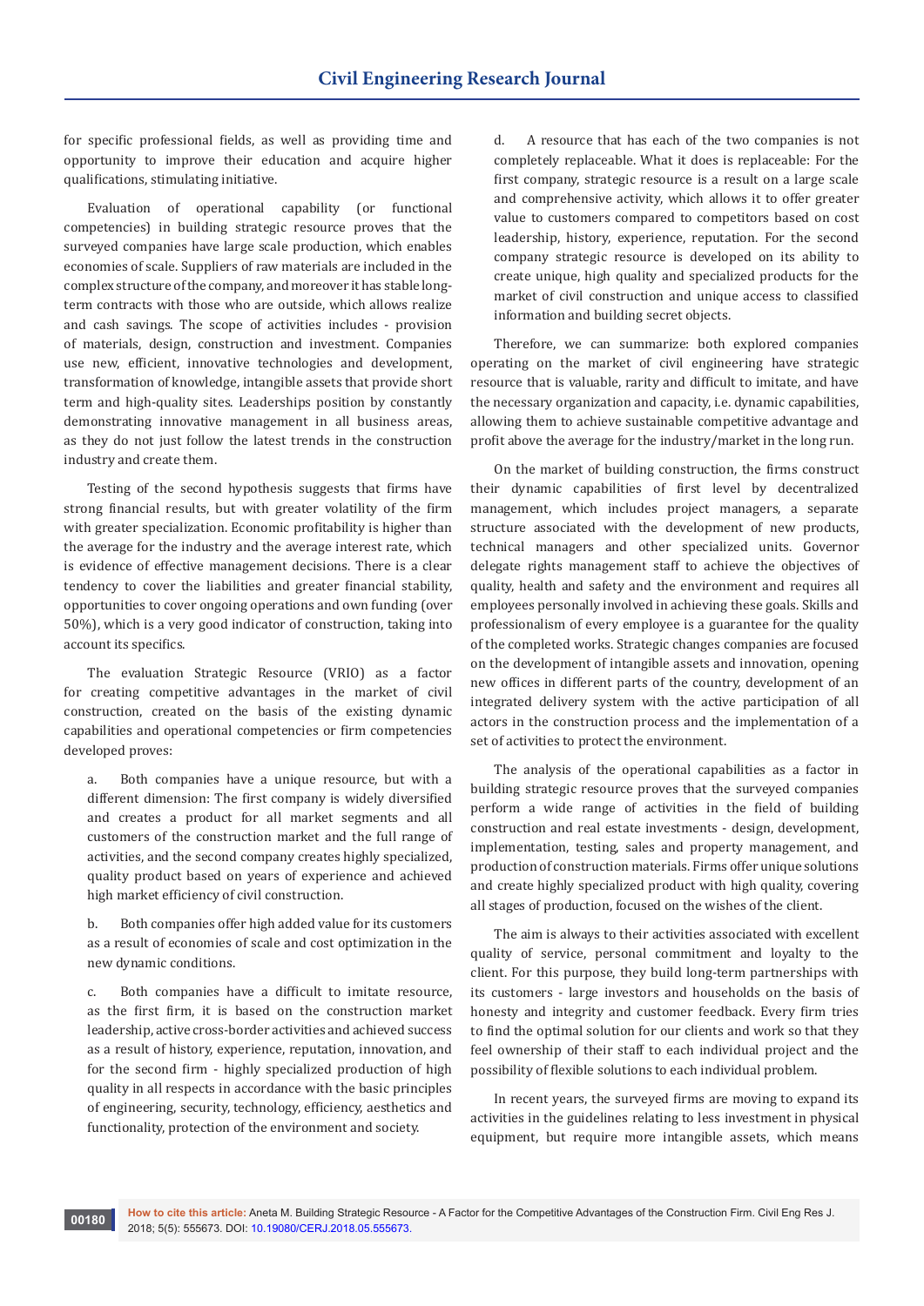for specific professional fields, as well as providing time and opportunity to improve their education and acquire higher qualifications, stimulating initiative.

Evaluation of operational capability (or functional competencies) in building strategic resource proves that the surveyed companies have large scale production, which enables economies of scale. Suppliers of raw materials are included in the complex structure of the company, and moreover it has stable long-term contracts with those who are outside, which allows realize and cash savings. The scope of activities includes - provision of materials, design, construction and investment. Companies use new, efficient, innovative technologies and development, transformation of knowledge, intangible assets that provide short term and high-quality sites. Leaderships position by constantly demonstrating innovative management in all business areas, as they do not just follow the latest trends in the construction industry and create them.

Testing of the second hypothesis suggests that firms have strong financial results, but with greater volatility of the firm with greater specialization. Economic profitability is higher than the average for the industry and the average interest rate, which is evidence of effective management decisions. There is a clear tendency to cover the liabilities and greater financial stability, opportunities to cover ongoing operations and own funding (over 50%), which is a very good indicator of construction, taking into account its specifics.

The evaluation Strategic Resource (VRIO) as a factor for creating competitive advantages in the market of civil construction, created on the basis of the existing dynamic capabilities and operational competencies or firm competencies developed proves:

a. Both companies have a unique resource, but with a different dimension: The first company is widely diversified and creates a product for all market segments and all customers of the construction market and the full range of activities, and the second company creates highly specialized, quality product based on years of experience and achieved high market efficiency of civil construction.

b. Both companies offer high added value for its customers as a result of economies of scale and cost optimization in the new dynamic conditions.

c. Both companies have a difficult to imitate resource, as the first firm, it is based on the construction market leadership, active cross-border activities and achieved success as a result of history, experience, reputation, innovation, and for the second firm - highly specialized production of high quality in all respects in accordance with the basic principles of engineering, security, technology, efficiency, aesthetics and functionality, protection of the environment and society.

d. A resource that has each of the two companies is not completely replaceable. What it does is replaceable: For the first company, strategic resource is a result on a large scale and comprehensive activity, which allows it to offer greater value to customers compared to competitors based on cost leadership, history, experience, reputation. For the second company strategic resource is developed on its ability to create unique, high quality and specialized products for the market of civil construction and unique access to classified information and building secret objects.

Therefore, we can summarize: both explored companies operating on the market of civil engineering have strategic resource that is valuable, rarity and difficult to imitate, and have the necessary organization and capacity, i.e. dynamic capabilities, allowing them to achieve sustainable competitive advantage and profit above the average for the industry/market in the long run.

On the market of building construction, the firms construct their dynamic capabilities of first level by decentralized management, which includes project managers, a separate structure associated with the development of new products, technical managers and other specialized units. Governor delegate rights management staff to achieve the objectives of quality, health and safety and the environment and requires all employees personally involved in achieving these goals. Skills and professionalism of every employee is a guarantee for the quality of the completed works. Strategic changes companies are focused on the development of intangible assets and innovation, opening new offices in different parts of the country, development of an integrated delivery system with the active participation of all actors in the construction process and the implementation of a set of activities to protect the environment.

The analysis of the operational capabilities as a factor in building strategic resource proves that the surveyed companies perform a wide range of activities in the field of building construction and real estate investments - design, development, implementation, testing, sales and property management, and production of construction materials. Firms offer unique solutions and create highly specialized product with high quality, covering all stages of production, focused on the wishes of the client.

The aim is always to their activities associated with excellent quality of service, personal commitment and loyalty to the client. For this purpose, they build long-term partnerships with its customers - large investors and households on the basis of honesty and integrity and customer feedback. Every firm tries to find the optimal solution for our clients and work so that they feel ownership of their staff to each individual project and the possibility of flexible solutions to each individual problem.

In recent years, the surveyed firms are moving to expand its activities in the guidelines relating to less investment in physical equipment, but require more intangible assets, which means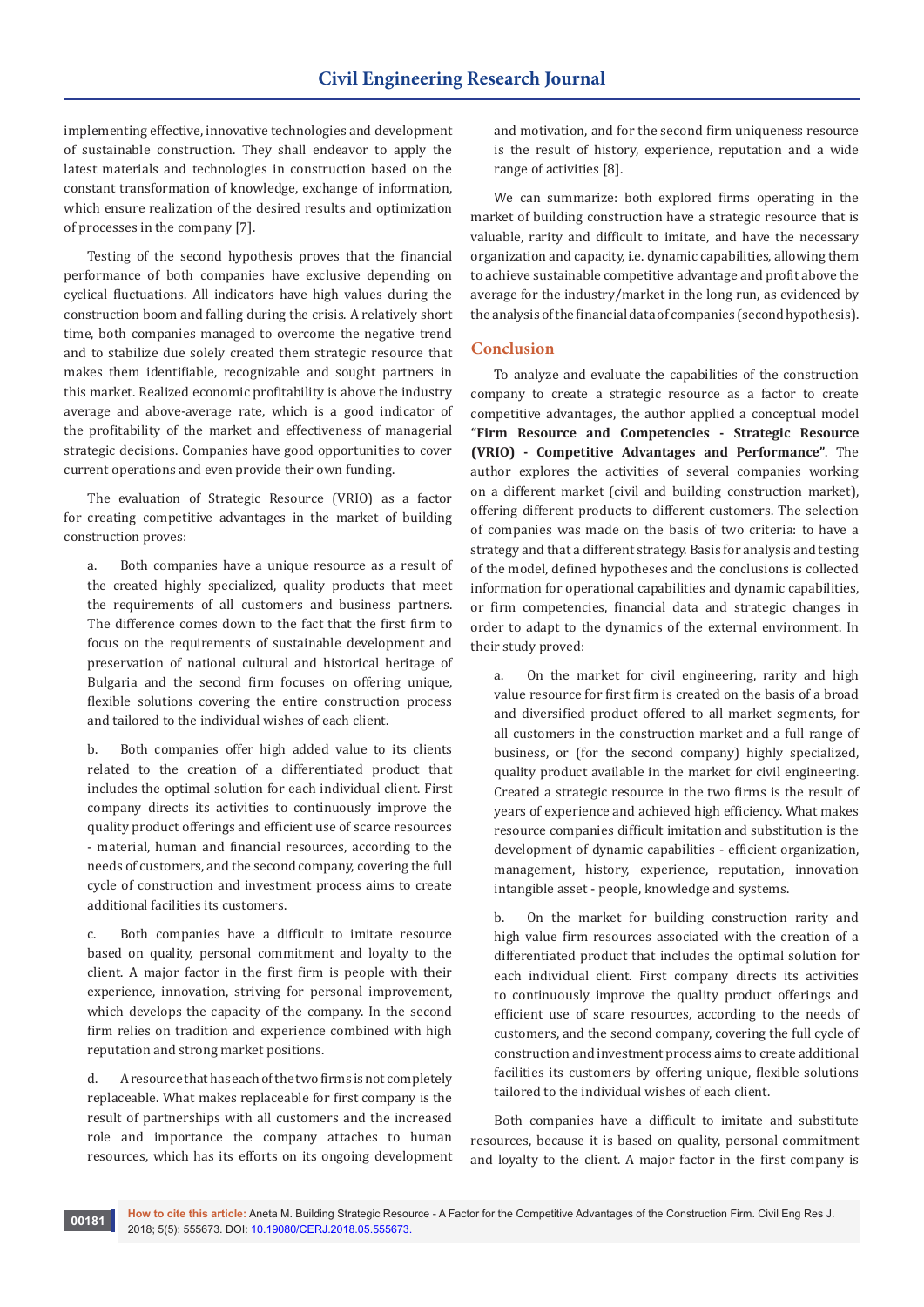implementing effective, innovative technologies and development of sustainable construction. They shall endeavor to apply the latest materials and technologies in construction based on the constant transformation of knowledge, exchange of information, which ensure realization of the desired results and optimization of processes in the company [7].

Testing of the second hypothesis proves that the financial performance of both companies have exclusive depending on cyclical fluctuations. All indicators have high values during the construction boom and falling during the crisis. A relatively short time, both companies managed to overcome the negative trend and to stabilize due solely created them strategic resource that makes them identifiable, recognizable and sought partners in this market. Realized economic profitability is above the industry average and above-average rate, which is a good indicator of the profitability of the market and effectiveness of managerial strategic decisions. Companies have good opportunities to cover current operations and even provide their own funding.

The evaluation of Strategic Resource (VRIO) as a factor for creating competitive advantages in the market of building construction proves:

a. Both companies have a unique resource as a result of the created highly specialized, quality products that meet the requirements of all customers and business partners. The difference comes down to the fact that the first firm to focus on the requirements of sustainable development and preservation of national cultural and historical heritage of Bulgaria and the second firm focuses on offering unique, flexible solutions covering the entire construction process and tailored to the individual wishes of each client.

b. Both companies offer high added value to its clients related to the creation of a differentiated product that includes the optimal solution for each individual client. First company directs its activities to continuously improve the quality product offerings and efficient use of scarce resources - material, human and financial resources, according to the needs of customers, and the second company, covering the full cycle of construction and investment process aims to create additional facilities its customers.

c. Both companies have a difficult to imitate resource based on quality, personal commitment and loyalty to the client. A major factor in the first firm is people with their experience, innovation, striving for personal improvement, which develops the capacity of the company. In the second firm relies on tradition and experience combined with high reputation and strong market positions.

d. A resource that has each of the two firms is not completely replaceable. What makes replaceable for first company is the result of partnerships with all customers and the increased role and importance the company attaches to human resources, which has its efforts on its ongoing development and motivation, and for the second firm uniqueness resource is the result of history, experience, reputation and a wide range of activities [8].

We can summarize: both explored firms operating in the market of building construction have a strategic resource that is valuable, rarity and difficult to imitate, and have the necessary organization and capacity, i.e. dynamic capabilities, allowing them to achieve sustainable competitive advantage and profit above the average for the industry/market in the long run, as evidenced by the analysis of the financial data of companies (second hypothesis).

## Conclusion

To analyze and evaluate the capabilities of the construction company to create a strategic resource as a factor to create competitive advantages, the author applied a conceptual model **"Firm Resource and Competencies - Strategic Resource (VRIO) - Competitive Advantages and Performance"**. The author explores the activities of several companies working on a different market (civil and building construction market), offering different products to different customers. The selection of companies was made on the basis of two criteria: to have a strategy and that a different strategy. Basis for analysis and testing of the model, defined hypotheses and the conclusions is collected information for operational capabilities and dynamic capabilities, or firm competencies, financial data and strategic changes in order to adapt to the dynamics of the external environment. In their study proved:

a. On the market for civil engineering, rarity and high value resource for first firm is created on the basis of a broad and diversified product offered to all market segments, for all customers in the construction market and a full range of business, or (for the second company) highly specialized, quality product available in the market for civil engineering. Created a strategic resource in the two firms is the result of years of experience and achieved high efficiency. What makes resource companies difficult imitation and substitution is the development of dynamic capabilities - efficient organization, management, history, experience, reputation, innovation intangible asset - people, knowledge and systems.

b. On the market for building construction rarity and high value firm resources associated with the creation of a differentiated product that includes the optimal solution for each individual client. First company directs its activities to continuously improve the quality product offerings and efficient use of scare resources, according to the needs of customers, and the second company, covering the full cycle of construction and investment process aims to create additional facilities its customers by offering unique, flexible solutions tailored to the individual wishes of each client.

Both companies have a difficult to imitate and substitute resources, because it is based on quality, personal commitment and loyalty to the client. A major factor in the first company is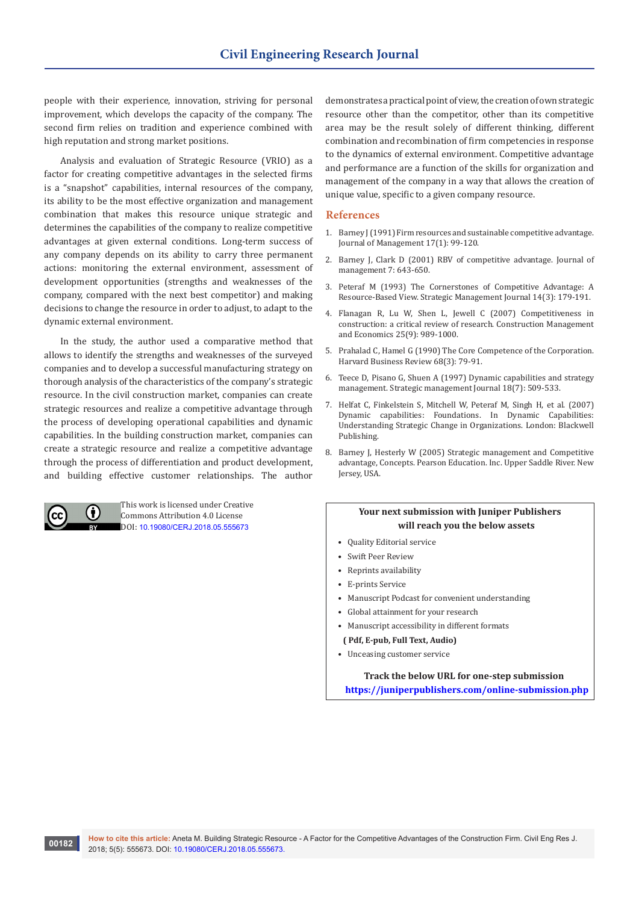people with their experience, innovation, striving for personal improvement, which develops the capacity of the company. The second firm relies on tradition and experience combined with high reputation and strong market positions.

Analysis and evaluation of Strategic Resource (VRIO) as a factor for creating competitive advantages in the selected firms is a "snapshot" capabilities, internal resources of the company, its ability to be the most effective organization and management combination that makes this resource unique strategic and determines the capabilities of the company to realize competitive advantages at given external conditions. Long-term success of any company depends on its ability to carry three permanent actions: monitoring the external environment, assessment of development opportunities (strengths and weaknesses of the company, compared with the next best competitor) and making decisions to change the resource in order to adjust, to adapt to the dynamic external environment.

In the study, the author used a comparative method that allows to identify the strengths and weaknesses of the surveyed companies and to develop a successful manufacturing strategy on thorough analysis of the characteristics of the company's strategic resource. In the civil construction market, companies can create strategic resources and realize a competitive advantage through the process of developing operational capabilities and dynamic capabilities. In the building construction market, companies can create a strategic resource and realize a competitive advantage through the process of differentiation and product development, and building effective customer relationships. The author demonstrates a practical point of view, the creation of own strategic resource other than the competitor, other than its competitive area may be the result solely of different thinking, different combination and recombination of firm competencies in response to the dynamics of external environment. Competitive advantage and performance are a function of the skills for organization and management of the company in a way that allows the creation of unique value, specific to a given company resource.

## References

1. Barney J (1991) Firm resources and sustainable competitive advantage. Journal of Management 17(1): 99-120.
2. Barney J, Clark D (2001) RBV of competitive advantage. Journal of management 7: 643-650.
3. Peteraf M (1993) The Cornerstones of Competitive Advantage: A Resource-Based View. Strategic Management Journal 14(3): 179-191.
4. Flanagan R, Lu W, Shen L, Jewell C (2007) Competitiveness in construction: a critical review of research. Construction Management and Economics 25(9): 989-1000.
5. Prahalad C, Hamel G (1990) The Core Competence of the Corporation. Harvard Business Review 68(3): 79-91.
6. Teece D, Pisano G, Shuen A (1997) Dynamic capabilities and strategy management. Strategic management Journal 18(7): 509-533.
7. Helfat C, Finkelstein S, Mitchell W, Peteraf M, Singh H, et al. (2007) Dynamic capabilities: Foundations. In Dynamic Capabilities: Understanding Strategic Change in Organizations. London: Blackwell Publishing.
8. Barney J, Hesterly W (2005) Strategic management and Competitive advantage, Concepts. Pearson Education. Inc. Upper Saddle River. New Jersey, USA.

This work is licensed under Creative Commons Attribution 4.0 License
DOI: 10.19080/CERJ.2018.05.555673

**Your next submission with Juniper Publishers will reach you the below assets**

- Quality Editorial service
- Swift Peer Review
- Reprints availability
- E-prints Service
- Manuscript Podcast for convenient understanding
- Global attainment for your research
- Manuscript accessibility in different formats

**( Pdf, E-pub, Full Text, Audio)**

- Unceasing customer service

**Track the below URL for one-step submission**
**https://juniperpublishers.com/online-submission.php**

**How to cite this article:** Aneta M. Building Strategic Resource - A Factor for the Competitive Advantages of the Construction Firm. Civil Eng Res J. 2018; 5(5): 555673. DOI: 10.19080/CERJ.2018.05.555673.